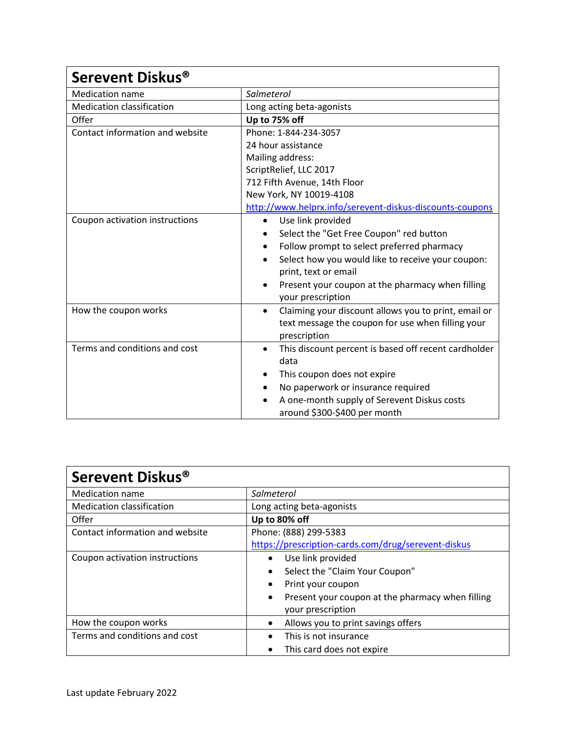| Serevent Diskus® | |
|---|---|
| Medication name | *Salmeterol* |
| Medication classification | Long acting beta-agonists |
| Offer | **Up to 75% off** |
| Contact information and website | Phone: 1-844-234-3057<br>24 hour assistance<br>Mailing address:<br>ScriptRelief, LLC 2017<br>712 Fifth Avenue, 14th Floor<br>New York, NY 10019-4108<br>[http://www.helprx.info/serevent-diskus-discounts-coupons](http://www.helprx.info/serevent-diskus-discounts-coupons) |
| Coupon activation instructions | • Use link provided<br>• Select the "Get Free Coupon" red button<br>• Follow prompt to select preferred pharmacy<br>• Select how you would like to receive your coupon: print, text or email<br>• Present your coupon at the pharmacy when filling your prescription |
| How the coupon works | • Claiming your discount allows you to print, email or text message the coupon for use when filling your prescription |
| Terms and conditions and cost | • This discount percent is based off recent cardholder data<br>• This coupon does not expire<br>• No paperwork or insurance required<br>• A one-month supply of Serevent Diskus costs around $300-$400 per month |

| Serevent Diskus® | |
|---|---|
| Medication name | *Salmeterol* |
| Medication classification | Long acting beta-agonists |
| Offer | **Up to 80% off** |
| Contact information and website | Phone: (888) 299-5383<br>[https://prescription-cards.com/drug/serevent-diskus](https://prescription-cards.com/drug/serevent-diskus) |
| Coupon activation instructions | • Use link provided<br>• Select the "Claim Your Coupon"<br>• Print your coupon<br>• Present your coupon at the pharmacy when filling your prescription |
| How the coupon works | • Allows you to print savings offers |
| Terms and conditions and cost | • This is not insurance<br>• This card does not expire |

Last update February 2022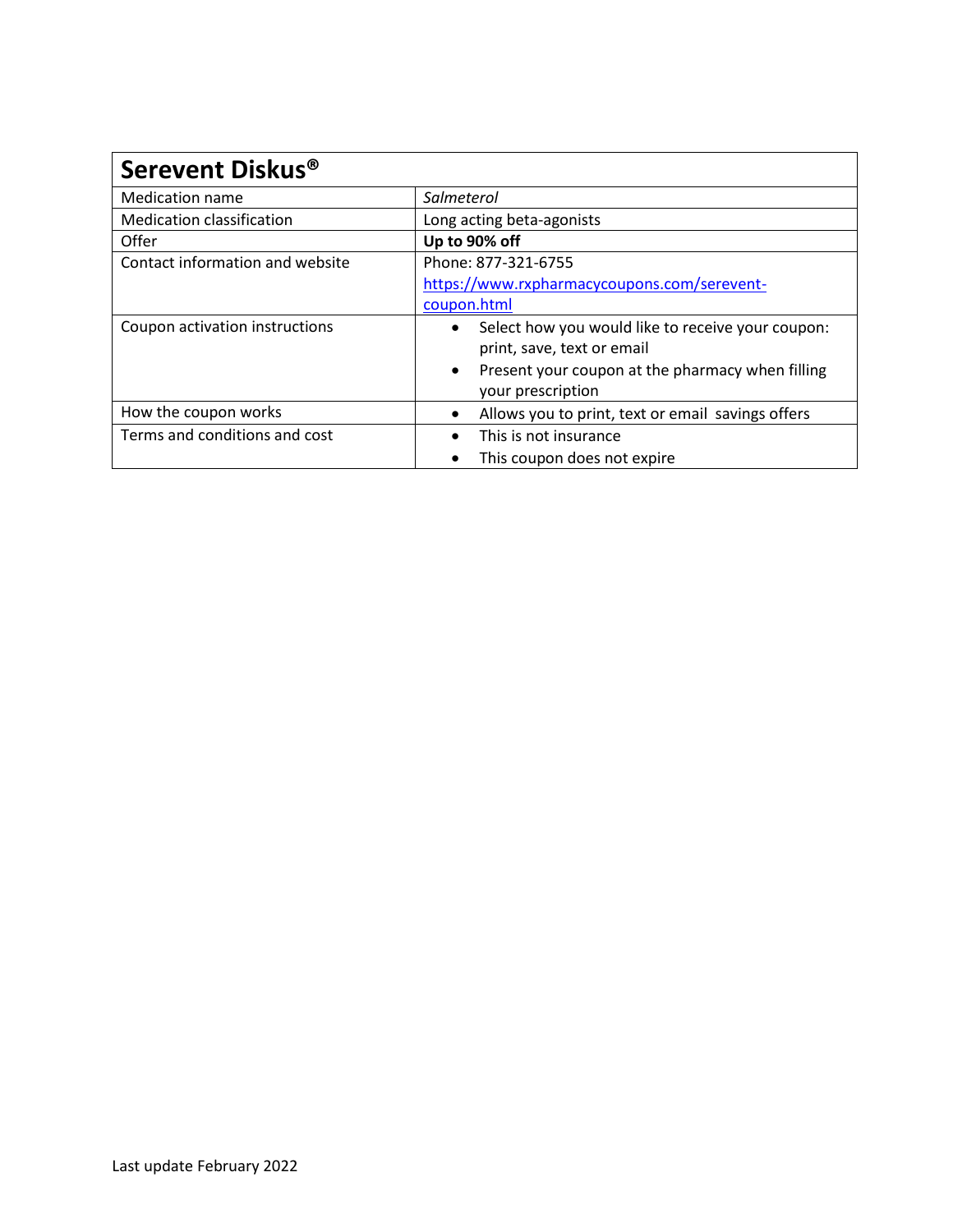| Serevent Diskus® | |
|---|---|
| Medication name | *Salmeterol* |
| Medication classification | Long acting beta-agonists |
| Offer | **Up to 90% off** |
| Contact information and website | Phone: 877-321-6755<br>[https://www.rxpharmacycoupons.com/serevent-coupon.html](https://www.rxpharmacycoupons.com/serevent-coupon.html) |
| Coupon activation instructions | • Select how you would like to receive your coupon: print, save, text or email<br>• Present your coupon at the pharmacy when filling your prescription |
| How the coupon works | • Allows you to print, text or email savings offers |
| Terms and conditions and cost | • This is not insurance<br>• This coupon does not expire |

Last update February 2022